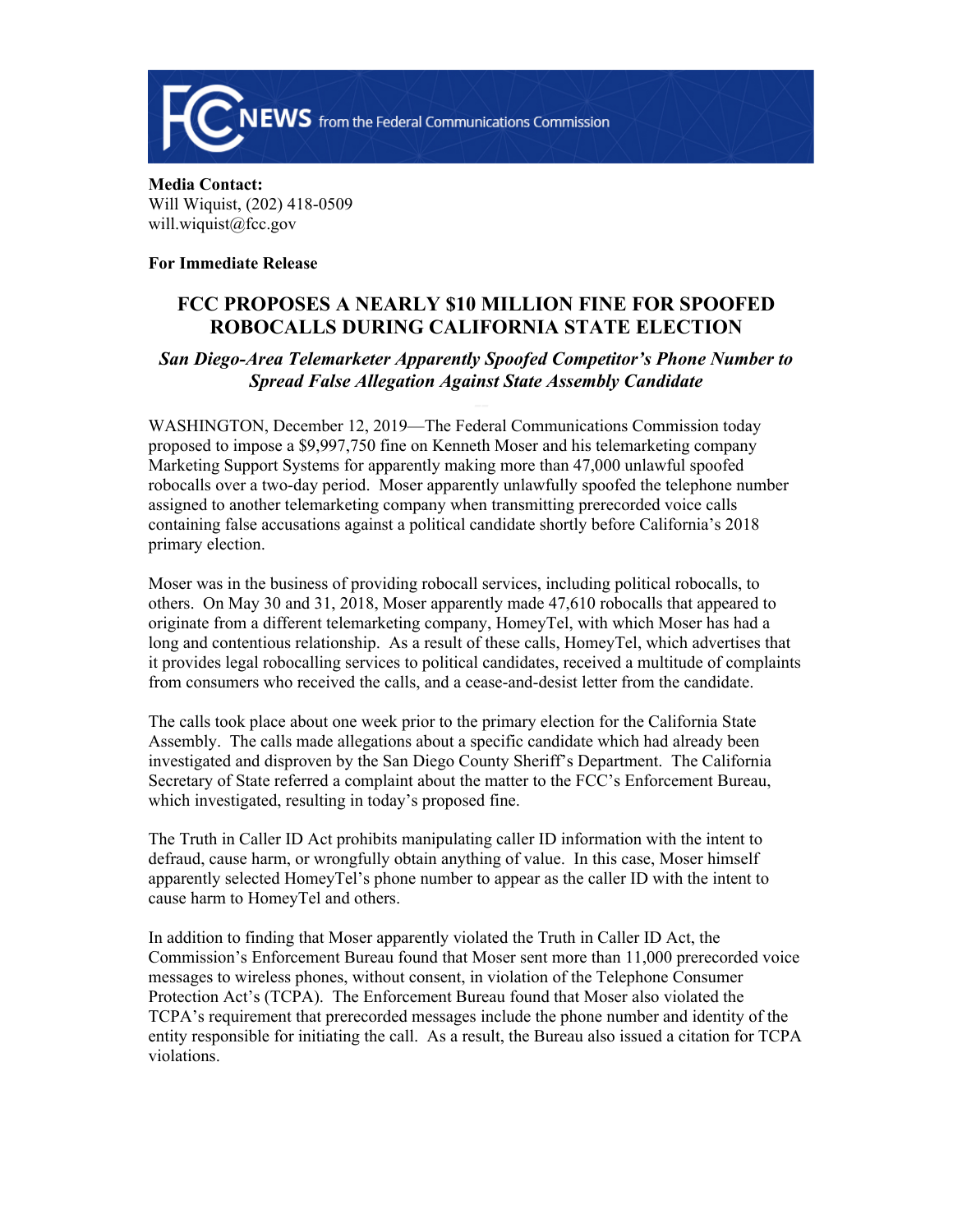**Media Contact:**
Will Wiquist, (202) 418-0509
will.wiquist@fcc.gov

**For Immediate Release**

# FCC PROPOSES A NEARLY $10 MILLION FINE FOR SPOOFED ROBOCALLS DURING CALIFORNIA STATE ELECTION

## *San Diego-Area Telemarketer Apparently Spoofed Competitor's Phone Number to Spread False Allegation Against State Assembly Candidate*

WASHINGTON, December 12, 2019—The Federal Communications Commission today proposed to impose a $9,997,750 fine on Kenneth Moser and his telemarketing company Marketing Support Systems for apparently making more than 47,000 unlawful spoofed robocalls over a two-day period. Moser apparently unlawfully spoofed the telephone number assigned to another telemarketing company when transmitting prerecorded voice calls containing false accusations against a political candidate shortly before California's 2018 primary election.

Moser was in the business of providing robocall services, including political robocalls, to others. On May 30 and 31, 2018, Moser apparently made 47,610 robocalls that appeared to originate from a different telemarketing company, HomeyTel, with which Moser has had a long and contentious relationship. As a result of these calls, HomeyTel, which advertises that it provides legal robocalling services to political candidates, received a multitude of complaints from consumers who received the calls, and a cease-and-desist letter from the candidate.

The calls took place about one week prior to the primary election for the California State Assembly. The calls made allegations about a specific candidate which had already been investigated and disproven by the San Diego County Sheriff's Department. The California Secretary of State referred a complaint about the matter to the FCC's Enforcement Bureau, which investigated, resulting in today's proposed fine.

The Truth in Caller ID Act prohibits manipulating caller ID information with the intent to defraud, cause harm, or wrongfully obtain anything of value. In this case, Moser himself apparently selected HomeyTel's phone number to appear as the caller ID with the intent to cause harm to HomeyTel and others.

In addition to finding that Moser apparently violated the Truth in Caller ID Act, the Commission's Enforcement Bureau found that Moser sent more than 11,000 prerecorded voice messages to wireless phones, without consent, in violation of the Telephone Consumer Protection Act's (TCPA). The Enforcement Bureau found that Moser also violated the TCPA's requirement that prerecorded messages include the phone number and identity of the entity responsible for initiating the call. As a result, the Bureau also issued a citation for TCPA violations.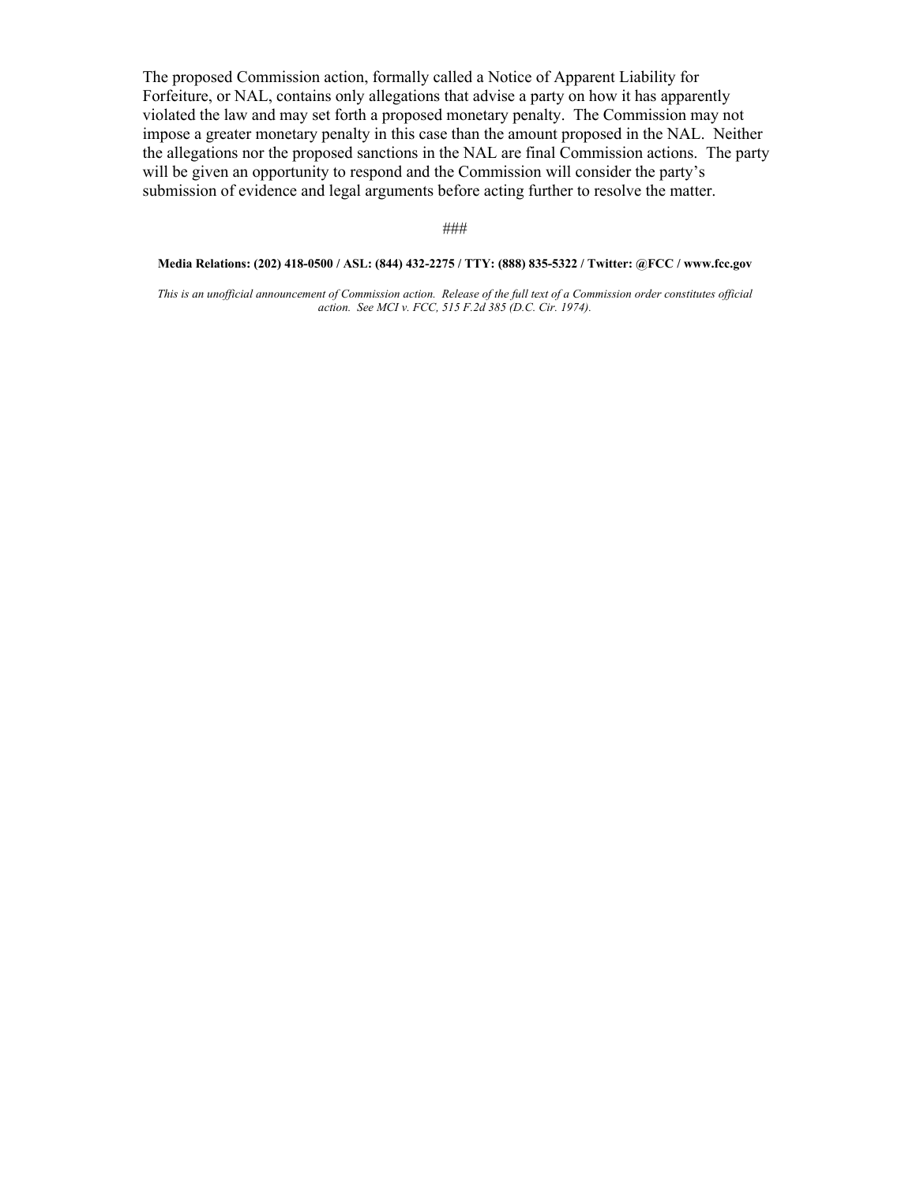The proposed Commission action, formally called a Notice of Apparent Liability for Forfeiture, or NAL, contains only allegations that advise a party on how it has apparently violated the law and may set forth a proposed monetary penalty. The Commission may not impose a greater monetary penalty in this case than the amount proposed in the NAL. Neither the allegations nor the proposed sanctions in the NAL are final Commission actions. The party will be given an opportunity to respond and the Commission will consider the party's submission of evidence and legal arguments before acting further to resolve the matter.

###

**Media Relations: (202) 418-0500 / ASL: (844) 432-2275 / TTY: (888) 835-5322 / Twitter: @FCC / www.fcc.gov**

*This is an unofficial announcement of Commission action. Release of the full text of a Commission order constitutes official action. See MCI v. FCC, 515 F.2d 385 (D.C. Cir. 1974).*